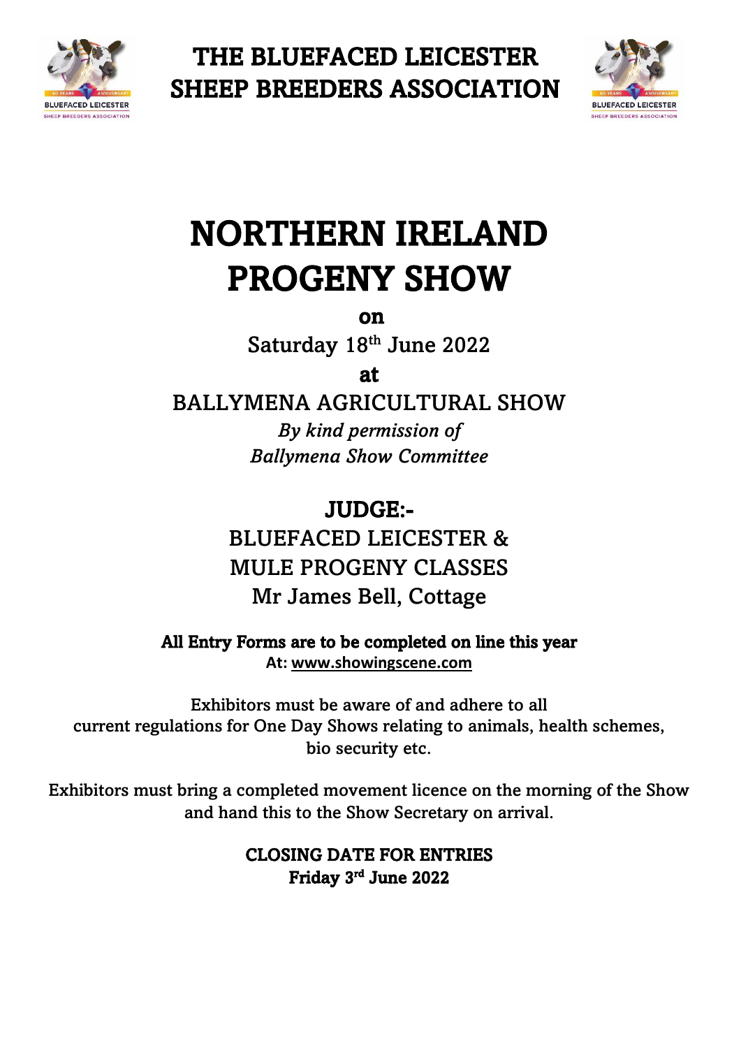# THE BLUEFACED LEICESTER SHEEP BREEDERS ASSOCIATION

# NORTHERN IRELAND PROGENY SHOW

**on**

Saturday 18th June 2022

**at**

BALLYMENA AGRICULTURAL SHOW

*By kind permission of*
*Ballymena Show Committee*

## JUDGE:-

BLUEFACED LEICESTER &
MULE PROGENY CLASSES
Mr James Bell, Cottage

**All Entry Forms are to be completed on line this year**
**At: www.showingscene.com**

Exhibitors must be aware of and adhere to all current regulations for One Day Shows relating to animals, health schemes, bio security etc.

Exhibitors must bring a completed movement licence on the morning of the Show and hand this to the Show Secretary on arrival.

**CLOSING DATE FOR ENTRIES**
**Friday 3rd June 2022**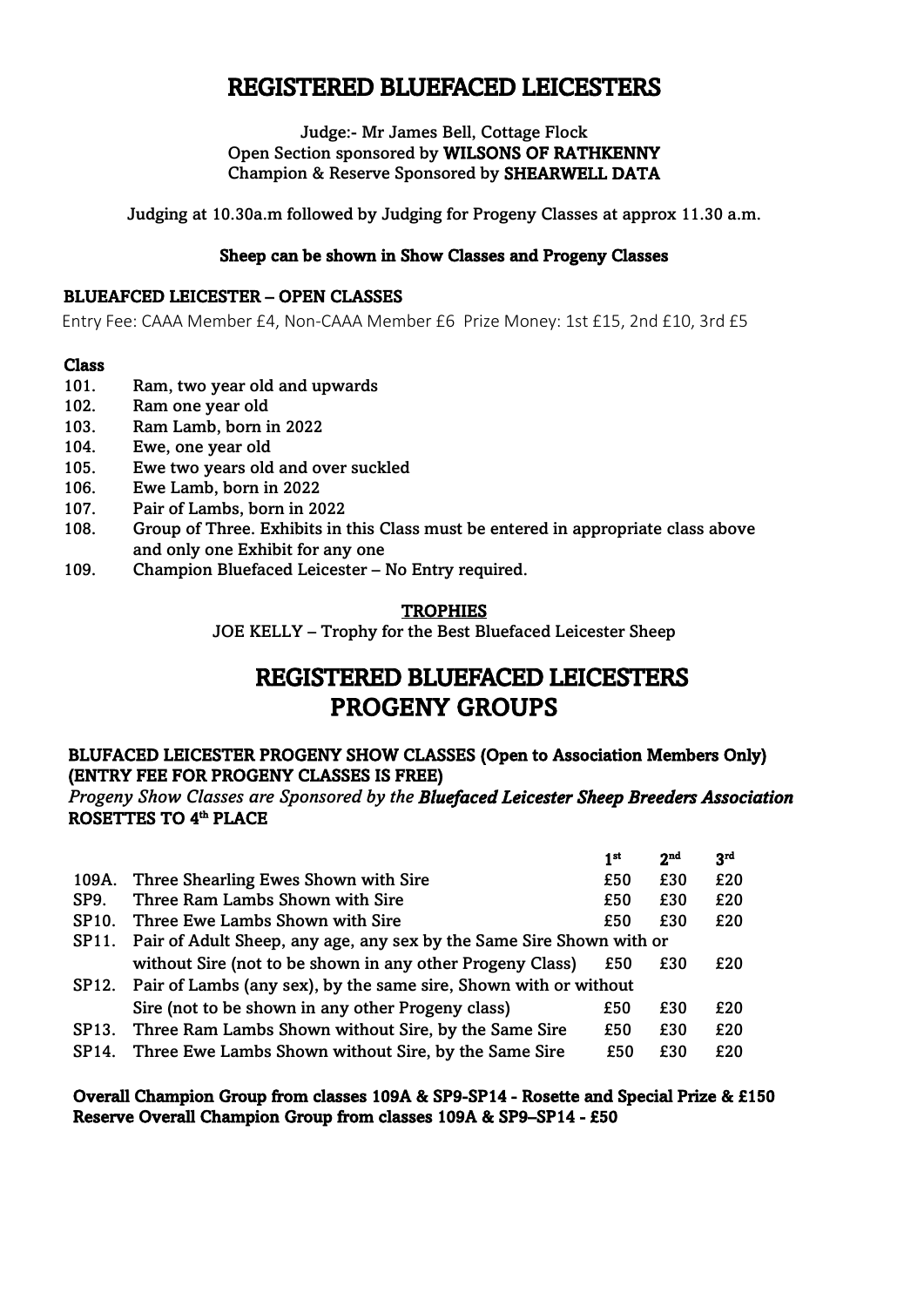# REGISTERED BLUEFACED LEICESTERS

Judge:- Mr James Bell, Cottage Flock
Open Section sponsored by **WILSONS OF RATHKENNY**
Champion & Reserve Sponsored by **SHEARWELL DATA**

Judging at 10.30a.m followed by Judging for Progeny Classes at approx 11.30 a.m.

**Sheep can be shown in Show Classes and Progeny Classes**

### BLUEAFCED LEICESTER – OPEN CLASSES

Entry Fee: CAAA Member £4, Non-CAAA Member £6 Prize Money: 1st £15, 2nd £10, 3rd £5

**Class**

101. Ram, two year old and upwards
102. Ram one year old
103. Ram Lamb, born in 2022
104. Ewe, one year old
105. Ewe two years old and over suckled
106. Ewe Lamb, born in 2022
107. Pair of Lambs, born in 2022
108. Group of Three. Exhibits in this Class must be entered in appropriate class above and only one Exhibit for any one
109. Champion Bluefaced Leicester – No Entry required.

**TROPHIES**

JOE KELLY – Trophy for the Best Bluefaced Leicester Sheep

# REGISTERED BLUEFACED LEICESTERS PROGENY GROUPS

**BLUFACED LEICESTER PROGENY SHOW CLASSES (Open to Association Members Only) (ENTRY FEE FOR PROGENY CLASSES IS FREE)**

*Progeny Show Classes are Sponsored by the* ***Bluefaced Leicester Sheep Breeders Association***
**ROSETTES TO 4th PLACE**

| | | 1st | 2nd | 3rd |
|---|---|---|---|---|
| 109A. | Three Shearling Ewes Shown with Sire | £50 | £30 | £20 |
| SP9. | Three Ram Lambs Shown with Sire | £50 | £30 | £20 |
| SP10. | Three Ewe Lambs Shown with Sire | £50 | £30 | £20 |
| SP11. | Pair of Adult Sheep, any age, any sex by the Same Sire Shown with or without Sire (not to be shown in any other Progeny Class) | £50 | £30 | £20 |
| SP12. | Pair of Lambs (any sex), by the same sire, Shown with or without Sire (not to be shown in any other Progeny class) | £50 | £30 | £20 |
| SP13. | Three Ram Lambs Shown without Sire, by the Same Sire | £50 | £30 | £20 |
| SP14. | Three Ewe Lambs Shown without Sire, by the Same Sire | £50 | £30 | £20 |

**Overall Champion Group from classes 109A & SP9-SP14 - Rosette and Special Prize & £150**
**Reserve Overall Champion Group from classes 109A & SP9–SP14 - £50**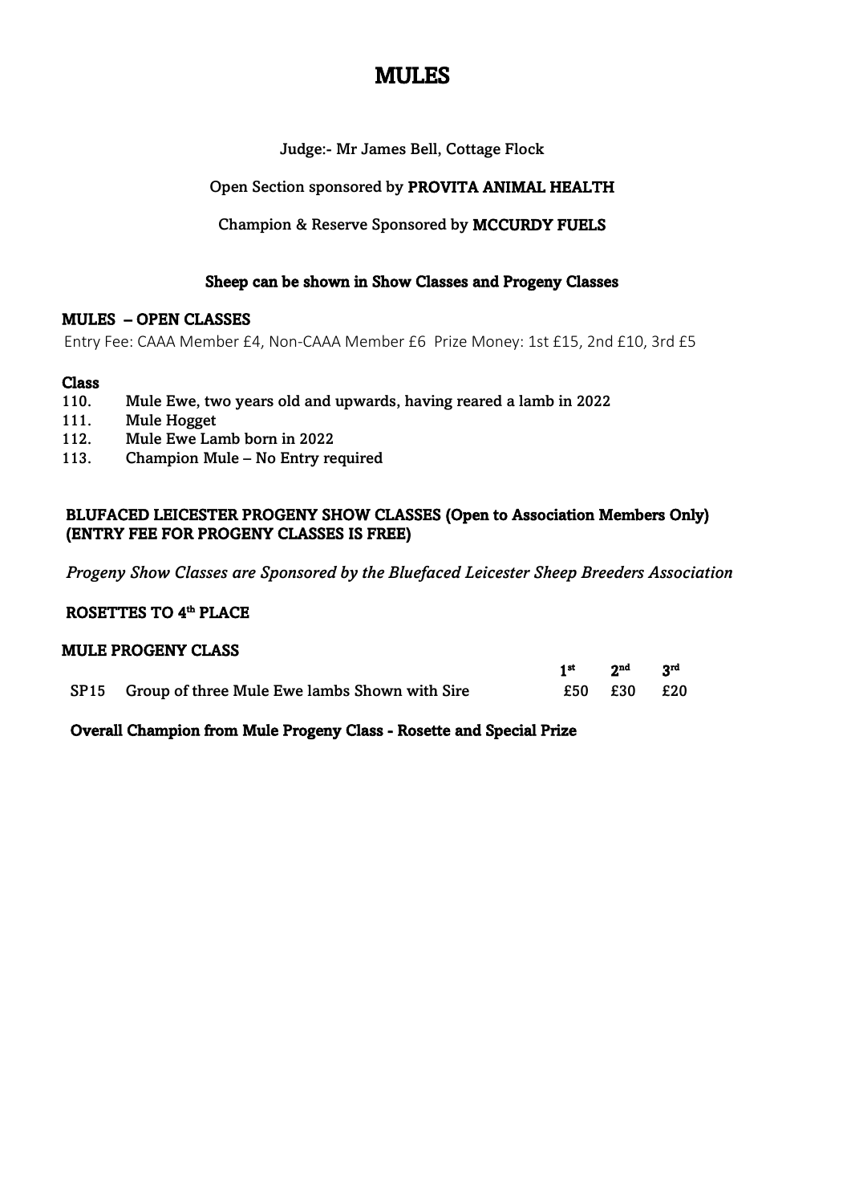# MULES

Judge:- Mr James Bell, Cottage Flock

Open Section sponsored by **PROVITA ANIMAL HEALTH**

Champion & Reserve Sponsored by **MCCURDY FUELS**

**Sheep can be shown in Show Classes and Progeny Classes**

## MULES – OPEN CLASSES

Entry Fee: CAAA Member £4, Non-CAAA Member £6  Prize Money: 1st £15, 2nd £10, 3rd £5

**Class**

110. **Mule Ewe, two years old and upwards, having reared a lamb in 2022**
111. **Mule Hogget**
112. **Mule Ewe Lamb born in 2022**
113. **Champion Mule – No Entry required**

## BLUFACED LEICESTER PROGENY SHOW CLASSES (Open to Association Members Only) (ENTRY FEE FOR PROGENY CLASSES IS FREE)

*Progeny Show Classes are Sponsored by the Bluefaced Leicester Sheep Breeders Association*

**ROSETTES TO 4th PLACE**

**MULE PROGENY CLASS**

| | | 1st | 2nd | 3rd |
|---|---|---|---|---|
| SP15 | Group of three Mule Ewe lambs Shown with Sire | £50 | £30 | £20 |

**Overall Champion from Mule Progeny Class - Rosette and Special Prize**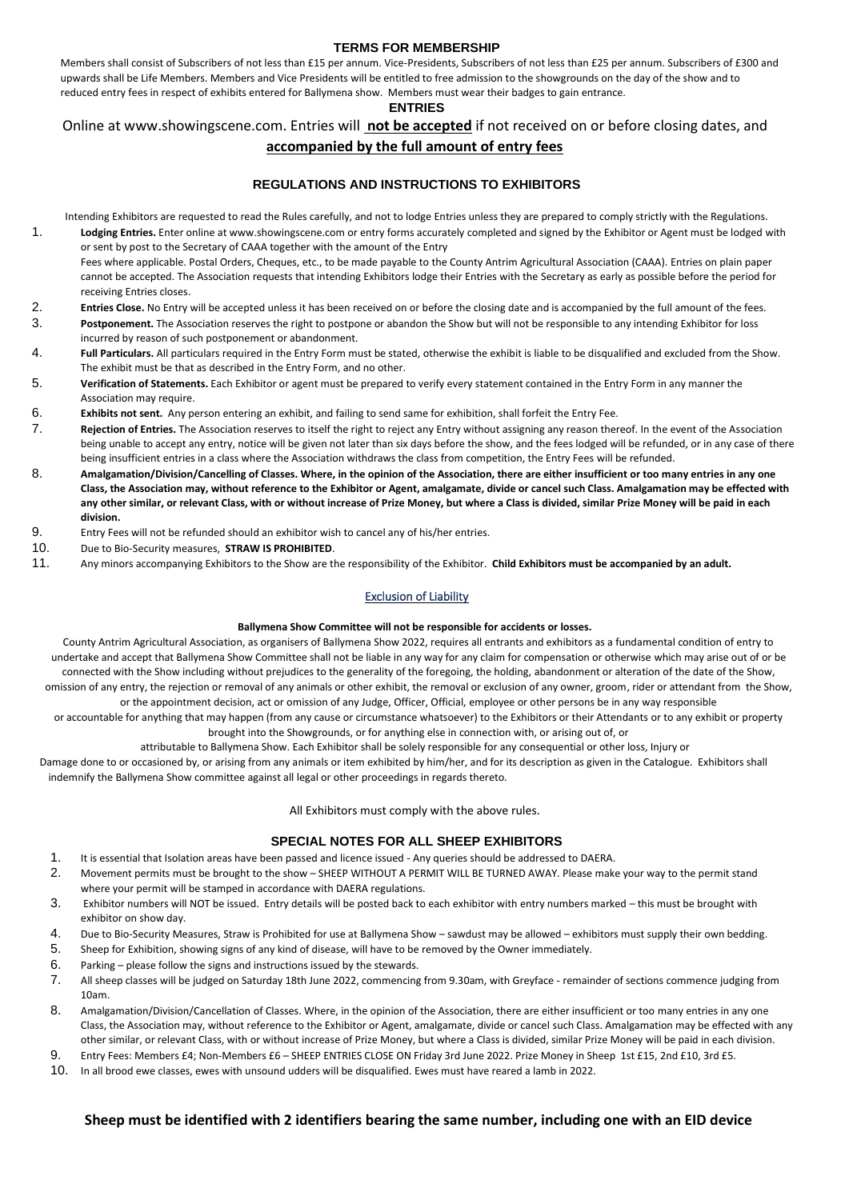## TERMS FOR MEMBERSHIP

Members shall consist of Subscribers of not less than £15 per annum. Vice-Presidents, Subscribers of not less than £25 per annum. Subscribers of £300 and upwards shall be Life Members. Members and Vice Presidents will be entitled to free admission to the showgrounds on the day of the show and to reduced entry fees in respect of exhibits entered for Ballymena show. Members must wear their badges to gain entrance.

## ENTRIES

Online at www.showingscene.com. Entries will **not be accepted** if not received on or before closing dates, and **accompanied by the full amount of entry fees**

## REGULATIONS AND INSTRUCTIONS TO EXHIBITORS

Intending Exhibitors are requested to read the Rules carefully, and not to lodge Entries unless they are prepared to comply strictly with the Regulations.

1. **Lodging Entries.** Enter online at www.showingscene.com or entry forms accurately completed and signed by the Exhibitor or Agent must be lodged with or sent by post to the Secretary of CAAA together with the amount of the Entry Fees where applicable. Postal Orders, Cheques, etc., to be made payable to the County Antrim Agricultural Association (CAAA). Entries on plain paper cannot be accepted. The Association requests that intending Exhibitors lodge their Entries with the Secretary as early as possible before the period for receiving Entries closes.
2. **Entries Close.** No Entry will be accepted unless it has been received on or before the closing date and is accompanied by the full amount of the fees.
3. **Postponement.** The Association reserves the right to postpone or abandon the Show but will not be responsible to any intending Exhibitor for loss incurred by reason of such postponement or abandonment.
4. **Full Particulars.** All particulars required in the Entry Form must be stated, otherwise the exhibit is liable to be disqualified and excluded from the Show. The exhibit must be that as described in the Entry Form, and no other.
5. **Verification of Statements.** Each Exhibitor or agent must be prepared to verify every statement contained in the Entry Form in any manner the Association may require.
6. **Exhibits not sent.** Any person entering an exhibit, and failing to send same for exhibition, shall forfeit the Entry Fee.
7. **Rejection of Entries.** The Association reserves to itself the right to reject any Entry without assigning any reason thereof. In the event of the Association being unable to accept any entry, notice will be given not later than six days before the show, and the fees lodged will be refunded, or in any case of there being insufficient entries in a class where the Association withdraws the class from competition, the Entry Fees will be refunded.
8. **Amalgamation/Division/Cancelling of Classes. Where, in the opinion of the Association, there are either insufficient or too many entries in any one Class, the Association may, without reference to the Exhibitor or Agent, amalgamate, divide or cancel such Class. Amalgamation may be effected with any other similar, or relevant Class, with or without increase of Prize Money, but where a Class is divided, similar Prize Money will be paid in each division.**
9. Entry Fees will not be refunded should an exhibitor wish to cancel any of his/her entries.
10. Due to Bio-Security measures, **STRAW IS PROHIBITED**.
11. Any minors accompanying Exhibitors to the Show are the responsibility of the Exhibitor. **Child Exhibitors must be accompanied by an adult.**

### Exclusion of Liability

**Ballymena Show Committee will not be responsible for accidents or losses.**

County Antrim Agricultural Association, as organisers of Ballymena Show 2022, requires all entrants and exhibitors as a fundamental condition of entry to undertake and accept that Ballymena Show Committee shall not be liable in any way for any claim for compensation or otherwise which may arise out of or be connected with the Show including without prejudices to the generality of the foregoing, the holding, abandonment or alteration of the date of the Show, omission of any entry, the rejection or removal of any animals or other exhibit, the removal or exclusion of any owner, groom, rider or attendant from the Show, or the appointment decision, act or omission of any Judge, Officer, Official, employee or other persons be in any way responsible or accountable for anything that may happen (from any cause or circumstance whatsoever) to the Exhibitors or their Attendants or to any exhibit or property brought into the Showgrounds, or for anything else in connection with, or arising out of, or attributable to Ballymena Show. Each Exhibitor shall be solely responsible for any consequential or other loss, Injury or Damage done to or occasioned by, or arising from any animals or item exhibited by him/her, and for its description as given in the Catalogue. Exhibitors shall indemnify the Ballymena Show committee against all legal or other proceedings in regards thereto.

All Exhibitors must comply with the above rules.

## SPECIAL NOTES FOR ALL SHEEP EXHIBITORS

1. It is essential that Isolation areas have been passed and licence issued - Any queries should be addressed to DAERA.
2. Movement permits must be brought to the show – SHEEP WITHOUT A PERMIT WILL BE TURNED AWAY. Please make your way to the permit stand where your permit will be stamped in accordance with DAERA regulations.
3. Exhibitor numbers will NOT be issued. Entry details will be posted back to each exhibitor with entry numbers marked – this must be brought with exhibitor on show day.
4. Due to Bio-Security Measures, Straw is Prohibited for use at Ballymena Show – sawdust may be allowed – exhibitors must supply their own bedding.
5. Sheep for Exhibition, showing signs of any kind of disease, will have to be removed by the Owner immediately.
6. Parking – please follow the signs and instructions issued by the stewards.
7. All sheep classes will be judged on Saturday 18th June 2022, commencing from 9.30am, with Greyface - remainder of sections commence judging from 10am.
8. Amalgamation/Division/Cancellation of Classes. Where, in the opinion of the Association, there are either insufficient or too many entries in any one Class, the Association may, without reference to the Exhibitor or Agent, amalgamate, divide or cancel such Class. Amalgamation may be effected with any other similar, or relevant Class, with or without increase of Prize Money, but where a Class is divided, similar Prize Money will be paid in each division.
9. Entry Fees: Members £4; Non-Members £6 – SHEEP ENTRIES CLOSE ON Friday 3rd June 2022. Prize Money in Sheep 1st £15, 2nd £10, 3rd £5.
10. In all brood ewe classes, ewes with unsound udders will be disqualified. Ewes must have reared a lamb in 2022.

**Sheep must be identified with 2 identifiers bearing the same number, including one with an EID device**